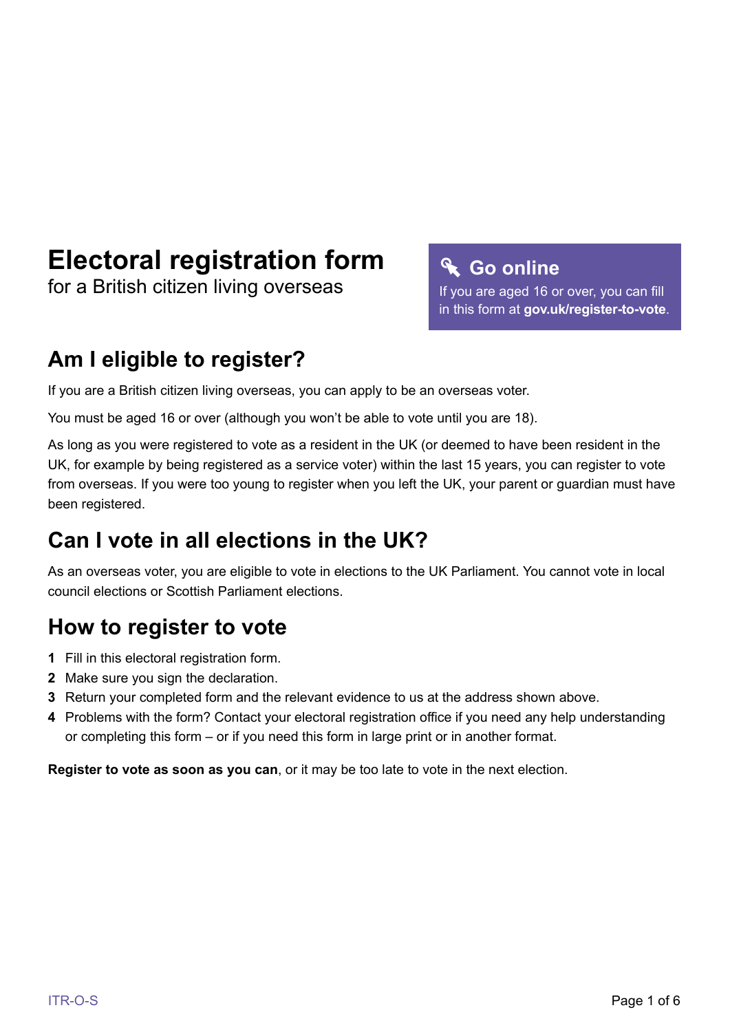# Electoral registration form

for a British citizen living overseas

> **Go online**
> If you are aged 16 or over, you can fill in this form at **gov.uk/register-to-vote**.

## Am I eligible to register?

If you are a British citizen living overseas, you can apply to be an overseas voter.

You must be aged 16 or over (although you won't be able to vote until you are 18).

As long as you were registered to vote as a resident in the UK (or deemed to have been resident in the UK, for example by being registered as a service voter) within the last 15 years, you can register to vote from overseas. If you were too young to register when you left the UK, your parent or guardian must have been registered.

## Can I vote in all elections in the UK?

As an overseas voter, you are eligible to vote in elections to the UK Parliament. You cannot vote in local council elections or Scottish Parliament elections.

## How to register to vote

1. Fill in this electoral registration form.
2. Make sure you sign the declaration.
3. Return your completed form and the relevant evidence to us at the address shown above.
4. Problems with the form? Contact your electoral registration office if you need any help understanding or completing this form – or if you need this form in large print or in another format.

**Register to vote as soon as you can**, or it may be too late to vote in the next election.

ITR-O-S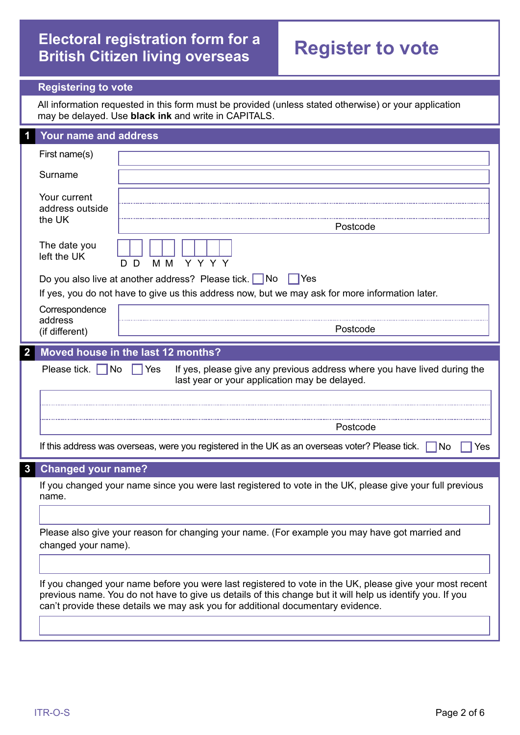# Electoral registration form for a British Citizen living overseas

# Register to vote

## Registering to vote

All information requested in this form must be provided (unless stated otherwise) or your application may be delayed. Use **black ink** and write in CAPITALS.

## 1 Your name and address

First name(s) ____________________

Surname ____________________

Your current address outside the UK ____________________

Postcode ____________________

The date you left the UK D D M M Y Y Y Y

Do you also live at another address? Please tick. ☐ No ☐ Yes

If yes, you do not have to give us this address now, but we may ask for more information later.

Correspondence address (if different) ____________________

Postcode ____________________

## 2 Moved house in the last 12 months?

Please tick. ☐ No ☐ Yes

If yes, please give any previous address where you have lived during the last year or your application may be delayed.

____________________

Postcode ____________________

If this address was overseas, were you registered in the UK as an overseas voter? Please tick. ☐ No ☐ Yes

## 3 Changed your name?

If you changed your name since you were last registered to vote in the UK, please give your full previous name.

____________________

Please also give your reason for changing your name. (For example you may have got married and changed your name).

____________________

If you changed your name before you were last registered to vote in the UK, please give your most recent previous name. You do not have to give us details of this change but it will help us identify you. If you can't provide these details we may ask you for additional documentary evidence.

____________________

ITR-O-S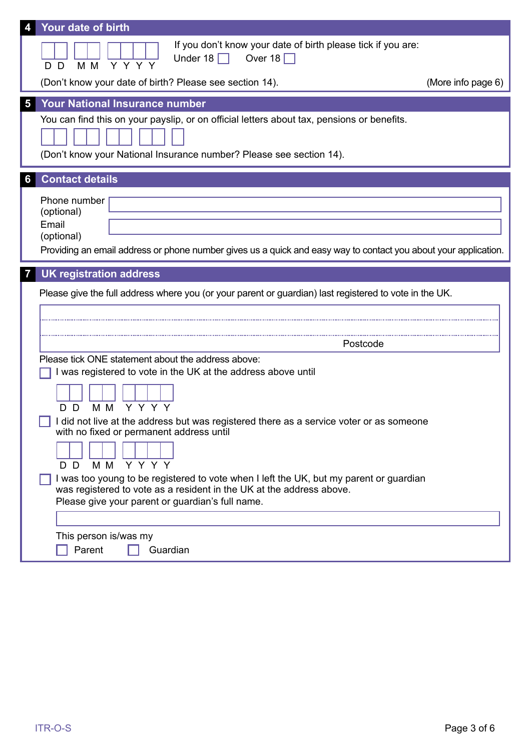## 4 Your date of birth

DD MM YYYY

If you don't know your date of birth please tick if you are:

Under 18 ☐ Over 18 ☐

(Don't know your date of birth? Please see section 14). (More info page 6)

## 5 Your National Insurance number

You can find this on your payslip, or on official letters about tax, pensions or benefits.

(Don't know your National Insurance number? Please see section 14).

## 6 Contact details

Phone number (optional)

Email (optional)

Providing an email address or phone number gives us a quick and easy way to contact you about your application.

## 7 UK registration address

Please give the full address where you (or your parent or guardian) last registered to vote in the UK.

Postcode

Please tick ONE statement about the address above:

☐ I was registered to vote in the UK at the address above until

DD MM YYYY

☐ I did not live at the address but was registered there as a service voter or as someone with no fixed or permanent address until

DD MM YYYY

☐ I was too young to be registered to vote when I left the UK, but my parent or guardian was registered to vote as a resident in the UK at the address above.
Please give your parent or guardian's full name.

This person is/was my

☐ Parent ☐ Guardian

ITR-O-S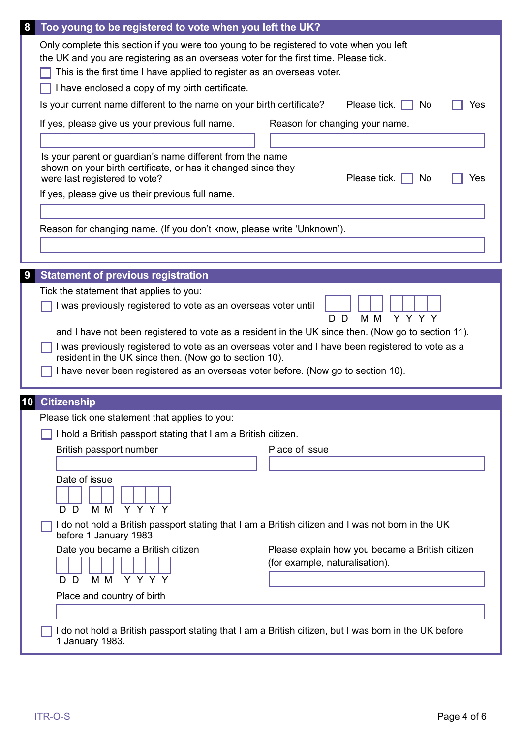## 8 Too young to be registered to vote when you left the UK?

Only complete this section if you were too young to be registered to vote when you left the UK and you are registering as an overseas voter for the first time. Please tick.

- ☐ This is the first time I have applied to register as an overseas voter.
- ☐ I have enclosed a copy of my birth certificate.

Is your current name different to the name on your birth certificate? Please tick. ☐ No ☐ Yes

If yes, please give us your previous full name.

Reason for changing your name.

Is your parent or guardian's name different from the name shown on your birth certificate, or has it changed since they were last registered to vote? Please tick. ☐ No ☐ Yes

If yes, please give us their previous full name.

Reason for changing name. (If you don't know, please write 'Unknown').

## 9 Statement of previous registration

Tick the statement that applies to you:

- ☐ I was previously registered to vote as an overseas voter until D D M M Y Y Y Y and I have not been registered to vote as a resident in the UK since then. (Now go to section 11).
- ☐ I was previously registered to vote as an overseas voter and I have been registered to vote as a resident in the UK since then. (Now go to section 10).
- ☐ I have never been registered as an overseas voter before. (Now go to section 10).

## 10 Citizenship

Please tick one statement that applies to you:

- ☐ I hold a British passport stating that I am a British citizen.

  British passport number

  Place of issue

  Date of issue

  D D M M Y Y Y Y

- ☐ I do not hold a British passport stating that I am a British citizen and I was not born in the UK before 1 January 1983.

  Date you became a British citizen

  D D M M Y Y Y Y

  Please explain how you became a British citizen (for example, naturalisation).

  Place and country of birth

- ☐ I do not hold a British passport stating that I am a British citizen, but I was born in the UK before 1 January 1983.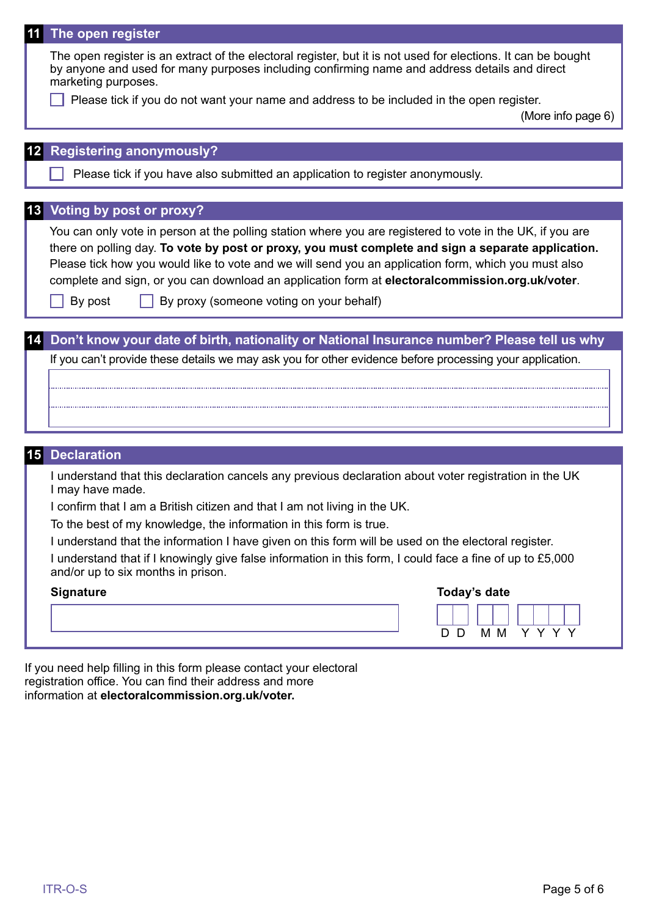## 11 The open register

The open register is an extract of the electoral register, but it is not used for elections. It can be bought by anyone and used for many purposes including confirming name and address details and direct marketing purposes.

☐ Please tick if you do not want your name and address to be included in the open register.

(More info page 6)

## 12 Registering anonymously?

☐ Please tick if you have also submitted an application to register anonymously.

## 13 Voting by post or proxy?

You can only vote in person at the polling station where you are registered to vote in the UK, if you are there on polling day. **To vote by post or proxy, you must complete and sign a separate application.** Please tick how you would like to vote and we will send you an application form, which you must also complete and sign, or you can download an application form at **electoralcommission.org.uk/voter**.

☐ By post ☐ By proxy (someone voting on your behalf)

## 14 Don't know your date of birth, nationality or National Insurance number? Please tell us why

If you can't provide these details we may ask you for other evidence before processing your application.

## 15 Declaration

I understand that this declaration cancels any previous declaration about voter registration in the UK I may have made.

I confirm that I am a British citizen and that I am not living in the UK.

To the best of my knowledge, the information in this form is true.

I understand that the information I have given on this form will be used on the electoral register.

I understand that if I knowingly give false information in this form, I could face a fine of up to £5,000 and/or up to six months in prison.

**Signature**

**Today's date**

D D M M Y Y Y Y

If you need help filling in this form please contact your electoral registration office. You can find their address and more information at **electoralcommission.org.uk/voter.**

ITR-O-S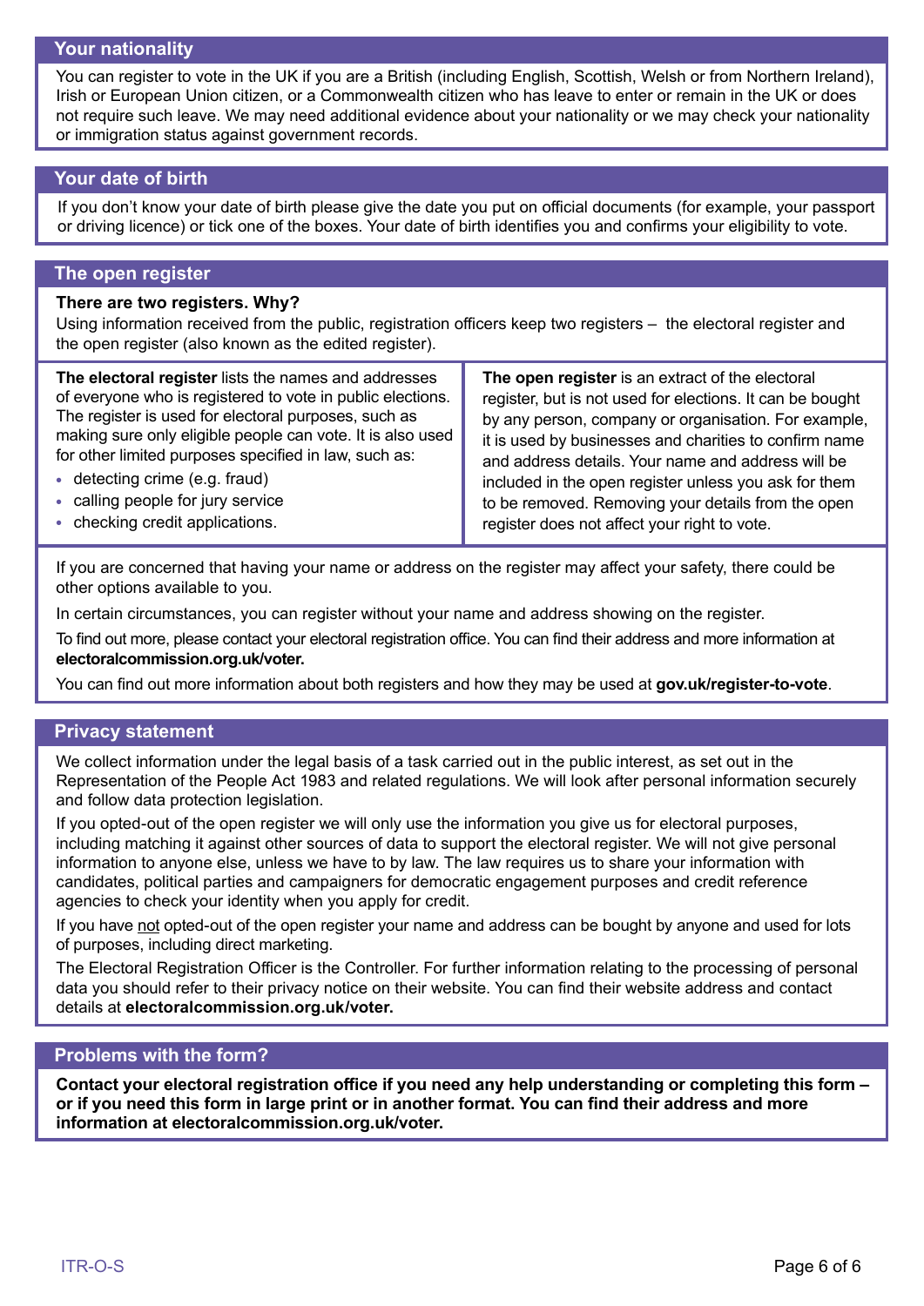## Your nationality

You can register to vote in the UK if you are a British (including English, Scottish, Welsh or from Northern Ireland), Irish or European Union citizen, or a Commonwealth citizen who has leave to enter or remain in the UK or does not require such leave. We may need additional evidence about your nationality or we may check your nationality or immigration status against government records.

## Your date of birth

If you don't know your date of birth please give the date you put on official documents (for example, your passport or driving licence) or tick one of the boxes. Your date of birth identifies you and confirms your eligibility to vote.

## The open register

**There are two registers. Why?**

Using information received from the public, registration officers keep two registers – the electoral register and the open register (also known as the edited register).

**The electoral register** lists the names and addresses of everyone who is registered to vote in public elections. The register is used for electoral purposes, such as making sure only eligible people can vote. It is also used for other limited purposes specified in law, such as:

- detecting crime (e.g. fraud)
- calling people for jury service
- checking credit applications.

**The open register** is an extract of the electoral register, but is not used for elections. It can be bought by any person, company or organisation. For example, it is used by businesses and charities to confirm name and address details. Your name and address will be included in the open register unless you ask for them to be removed. Removing your details from the open register does not affect your right to vote.

If you are concerned that having your name or address on the register may affect your safety, there could be other options available to you.

In certain circumstances, you can register without your name and address showing on the register.

To find out more, please contact your electoral registration office. You can find their address and more information at **electoralcommission.org.uk/voter.**

You can find out more information about both registers and how they may be used at **gov.uk/register-to-vote**.

## Privacy statement

We collect information under the legal basis of a task carried out in the public interest, as set out in the Representation of the People Act 1983 and related regulations. We will look after personal information securely and follow data protection legislation.

If you opted-out of the open register we will only use the information you give us for electoral purposes, including matching it against other sources of data to support the electoral register. We will not give personal information to anyone else, unless we have to by law. The law requires us to share your information with candidates, political parties and campaigners for democratic engagement purposes and credit reference agencies to check your identity when you apply for credit.

If you have not opted-out of the open register your name and address can be bought by anyone and used for lots of purposes, including direct marketing.

The Electoral Registration Officer is the Controller. For further information relating to the processing of personal data you should refer to their privacy notice on their website. You can find their website address and contact details at **electoralcommission.org.uk/voter.**

## Problems with the form?

**Contact your electoral registration office if you need any help understanding or completing this form – or if you need this form in large print or in another format. You can find their address and more information at electoralcommission.org.uk/voter.**

ITR-O-S